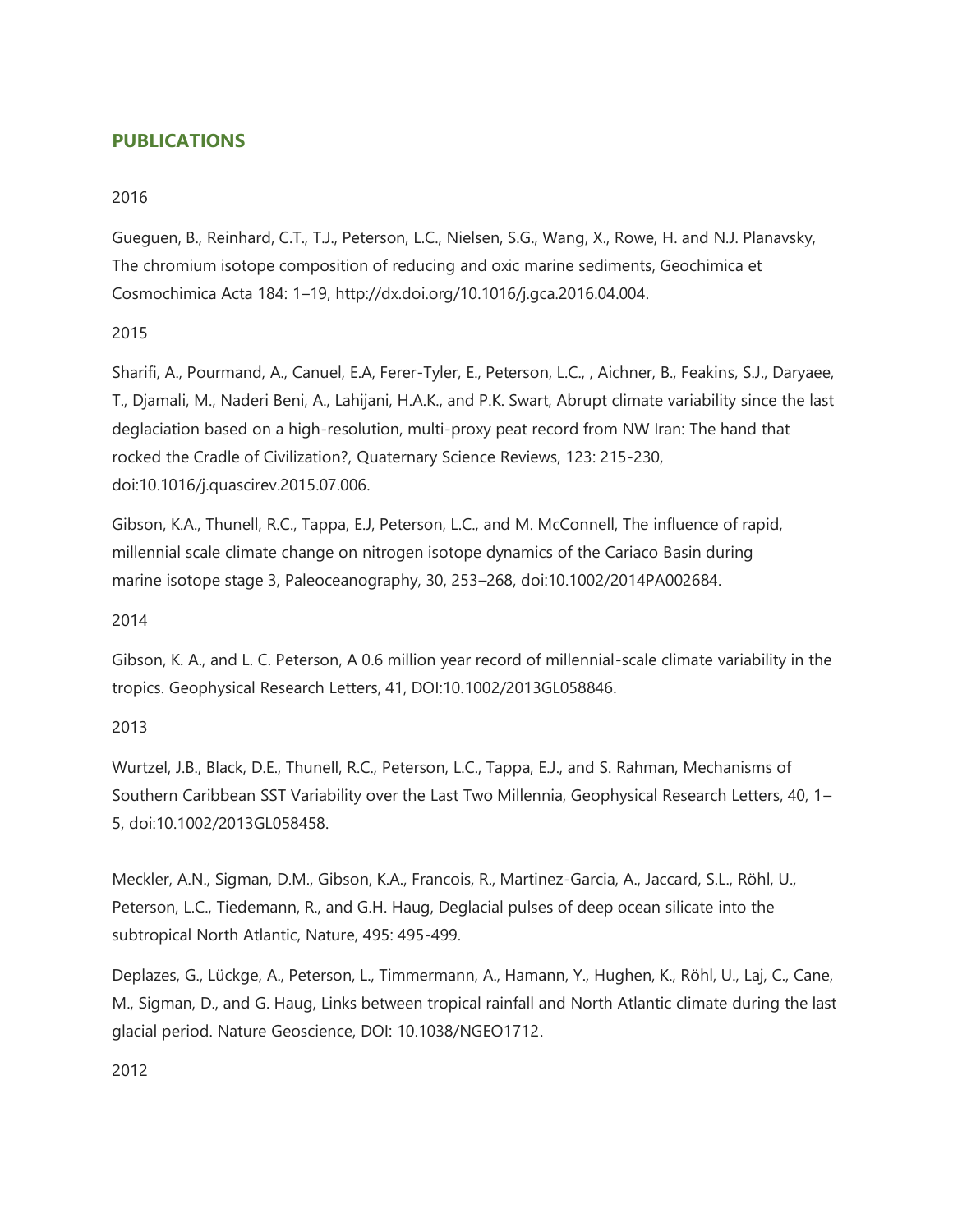## PUBLICATIONS

2016

Gueguen, B., Reinhard, C.T., T.J., Peterson, L.C., Nielsen, S.G., Wang, X., Rowe, H. and N.J. Planavsky, The chromium isotope composition of reducing and oxic marine sediments, Geochimica et Cosmochimica Acta 184: 1–19, http://dx.doi.org/10.1016/j.gca.2016.04.004.

2015

Sharifi, A., Pourmand, A., Canuel, E.A, Ferer-Tyler, E., Peterson, L.C., , Aichner, B., Feakins, S.J., Daryaee, T., Djamali, M., Naderi Beni, A., Lahijani, H.A.K., and P.K. Swart, Abrupt climate variability since the last deglaciation based on a high-resolution, multi-proxy peat record from NW Iran: The hand that rocked the Cradle of Civilization?, Quaternary Science Reviews, 123: 215-230, doi:10.1016/j.quascirev.2015.07.006.

Gibson, K.A., Thunell, R.C., Tappa, E.J, Peterson, L.C., and M. McConnell, The influence of rapid, millennial scale climate change on nitrogen isotope dynamics of the Cariaco Basin during marine isotope stage 3, Paleoceanography, 30, 253–268, doi:10.1002/2014PA002684.

2014

Gibson, K. A., and L. C. Peterson, A 0.6 million year record of millennial-scale climate variability in the tropics. Geophysical Research Letters, 41, DOI:10.1002/2013GL058846.

2013

Wurtzel, J.B., Black, D.E., Thunell, R.C., Peterson, L.C., Tappa, E.J., and S. Rahman, Mechanisms of Southern Caribbean SST Variability over the Last Two Millennia, Geophysical Research Letters, 40, 1–5, doi:10.1002/2013GL058458.

Meckler, A.N., Sigman, D.M., Gibson, K.A., Francois, R., Martinez-Garcia, A., Jaccard, S.L., Röhl, U., Peterson, L.C., Tiedemann, R., and G.H. Haug, Deglacial pulses of deep ocean silicate into the subtropical North Atlantic, Nature, 495: 495-499.

Deplazes, G., Lückge, A., Peterson, L., Timmermann, A., Hamann, Y., Hughen, K., Röhl, U., Laj, C., Cane, M., Sigman, D., and G. Haug, Links between tropical rainfall and North Atlantic climate during the last glacial period. Nature Geoscience, DOI: 10.1038/NGEO1712.

2012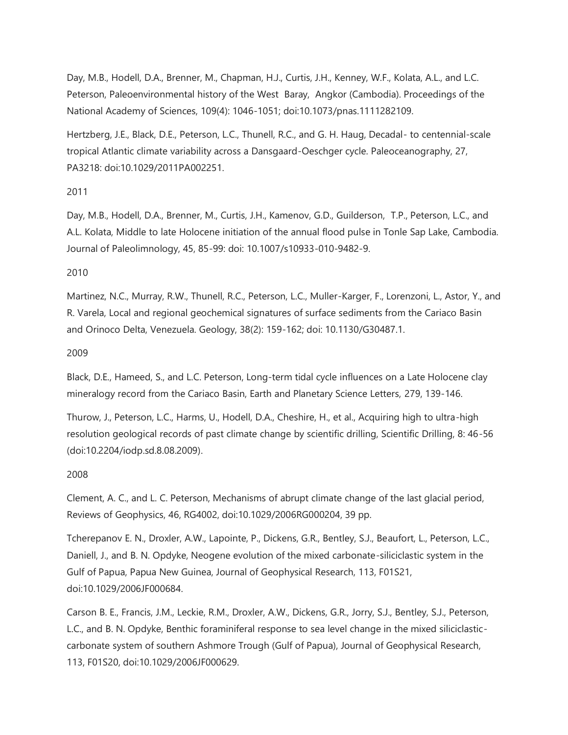Day, M.B., Hodell, D.A., Brenner, M., Chapman, H.J., Curtis, J.H., Kenney, W.F., Kolata, A.L., and L.C. Peterson, Paleoenvironmental history of the West Baray, Angkor (Cambodia). Proceedings of the National Academy of Sciences, 109(4): 1046-1051; doi:10.1073/pnas.1111282109.

Hertzberg, J.E., Black, D.E., Peterson, L.C., Thunell, R.C., and G. H. Haug, Decadal- to centennial-scale tropical Atlantic climate variability across a Dansgaard-Oeschger cycle. Paleoceanography, 27, PA3218: doi:10.1029/2011PA002251.

2011

Day, M.B., Hodell, D.A., Brenner, M., Curtis, J.H., Kamenov, G.D., Guilderson, T.P., Peterson, L.C., and A.L. Kolata, Middle to late Holocene initiation of the annual flood pulse in Tonle Sap Lake, Cambodia. Journal of Paleolimnology, 45, 85-99: doi: 10.1007/s10933-010-9482-9.

2010

Martinez, N.C., Murray, R.W., Thunell, R.C., Peterson, L.C., Muller-Karger, F., Lorenzoni, L., Astor, Y., and R. Varela, Local and regional geochemical signatures of surface sediments from the Cariaco Basin and Orinoco Delta, Venezuela. Geology, 38(2): 159-162; doi: 10.1130/G30487.1.

2009

Black, D.E., Hameed, S., and L.C. Peterson, Long-term tidal cycle influences on a Late Holocene clay mineralogy record from the Cariaco Basin, Earth and Planetary Science Letters, 279, 139-146.

Thurow, J., Peterson, L.C., Harms, U., Hodell, D.A., Cheshire, H., et al., Acquiring high to ultra-high resolution geological records of past climate change by scientific drilling, Scientific Drilling, 8: 46-56 (doi:10.2204/iodp.sd.8.08.2009).

2008

Clement, A. C., and L. C. Peterson, Mechanisms of abrupt climate change of the last glacial period, Reviews of Geophysics, 46, RG4002, doi:10.1029/2006RG000204, 39 pp.

Tcherepanov E. N., Droxler, A.W., Lapointe, P., Dickens, G.R., Bentley, S.J., Beaufort, L., Peterson, L.C., Daniell, J., and B. N. Opdyke, Neogene evolution of the mixed carbonate-siliciclastic system in the Gulf of Papua, Papua New Guinea, Journal of Geophysical Research, 113, F01S21, doi:10.1029/2006JF000684.

Carson B. E., Francis, J.M., Leckie, R.M., Droxler, A.W., Dickens, G.R., Jorry, S.J., Bentley, S.J., Peterson, L.C., and B. N. Opdyke, Benthic foraminiferal response to sea level change in the mixed siliciclastic-carbonate system of southern Ashmore Trough (Gulf of Papua), Journal of Geophysical Research, 113, F01S20, doi:10.1029/2006JF000629.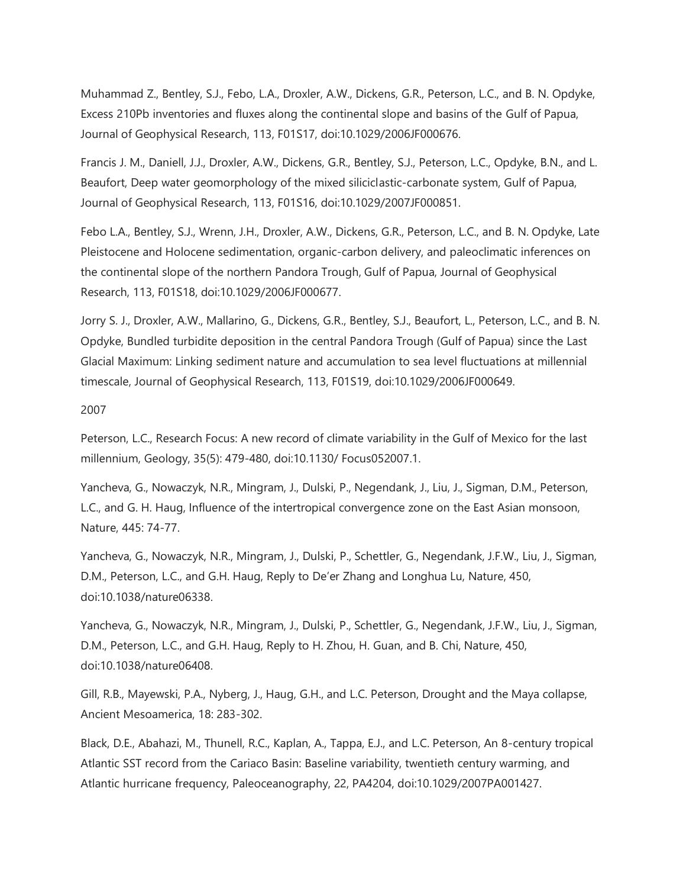Muhammad Z., Bentley, S.J., Febo, L.A., Droxler, A.W., Dickens, G.R., Peterson, L.C., and B. N. Opdyke, Excess 210Pb inventories and fluxes along the continental slope and basins of the Gulf of Papua, Journal of Geophysical Research, 113, F01S17, doi:10.1029/2006JF000676.

Francis J. M., Daniell, J.J., Droxler, A.W., Dickens, G.R., Bentley, S.J., Peterson, L.C., Opdyke, B.N., and L. Beaufort, Deep water geomorphology of the mixed siliciclastic-carbonate system, Gulf of Papua, Journal of Geophysical Research, 113, F01S16, doi:10.1029/2007JF000851.

Febo L.A., Bentley, S.J., Wrenn, J.H., Droxler, A.W., Dickens, G.R., Peterson, L.C., and B. N. Opdyke, Late Pleistocene and Holocene sedimentation, organic-carbon delivery, and paleoclimatic inferences on the continental slope of the northern Pandora Trough, Gulf of Papua, Journal of Geophysical Research, 113, F01S18, doi:10.1029/2006JF000677.

Jorry S. J., Droxler, A.W., Mallarino, G., Dickens, G.R., Bentley, S.J., Beaufort, L., Peterson, L.C., and B. N. Opdyke, Bundled turbidite deposition in the central Pandora Trough (Gulf of Papua) since the Last Glacial Maximum: Linking sediment nature and accumulation to sea level fluctuations at millennial timescale, Journal of Geophysical Research, 113, F01S19, doi:10.1029/2006JF000649.

2007

Peterson, L.C., Research Focus: A new record of climate variability in the Gulf of Mexico for the last millennium, Geology, 35(5): 479-480, doi:10.1130/ Focus052007.1.

Yancheva, G., Nowaczyk, N.R., Mingram, J., Dulski, P., Negendank, J., Liu, J., Sigman, D.M., Peterson, L.C., and G. H. Haug, Influence of the intertropical convergence zone on the East Asian monsoon, Nature, 445: 74-77.

Yancheva, G., Nowaczyk, N.R., Mingram, J., Dulski, P., Schettler, G., Negendank, J.F.W., Liu, J., Sigman, D.M., Peterson, L.C., and G.H. Haug, Reply to De'er Zhang and Longhua Lu, Nature, 450, doi:10.1038/nature06338.

Yancheva, G., Nowaczyk, N.R., Mingram, J., Dulski, P., Schettler, G., Negendank, J.F.W., Liu, J., Sigman, D.M., Peterson, L.C., and G.H. Haug, Reply to H. Zhou, H. Guan, and B. Chi, Nature, 450, doi:10.1038/nature06408.

Gill, R.B., Mayewski, P.A., Nyberg, J., Haug, G.H., and L.C. Peterson, Drought and the Maya collapse, Ancient Mesoamerica, 18: 283-302.

Black, D.E., Abahazi, M., Thunell, R.C., Kaplan, A., Tappa, E.J., and L.C. Peterson, An 8-century tropical Atlantic SST record from the Cariaco Basin: Baseline variability, twentieth century warming, and Atlantic hurricane frequency, Paleoceanography, 22, PA4204, doi:10.1029/2007PA001427.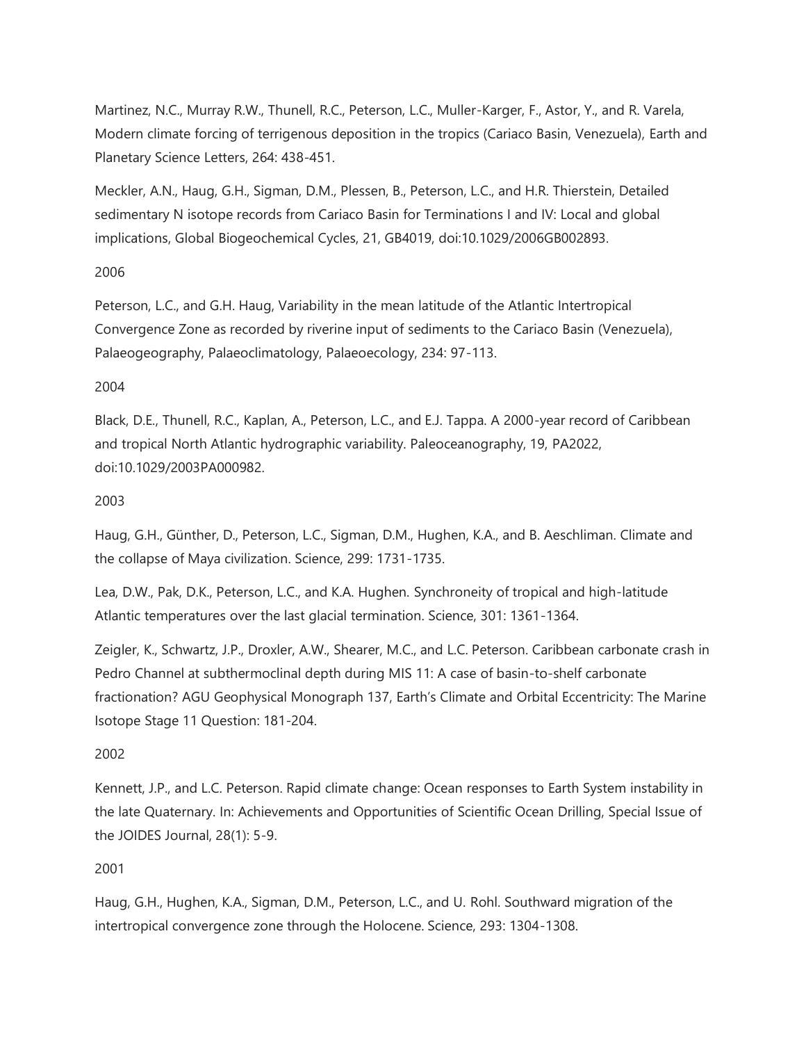Martinez, N.C., Murray R.W., Thunell, R.C., Peterson, L.C., Muller-Karger, F., Astor, Y., and R. Varela, Modern climate forcing of terrigenous deposition in the tropics (Cariaco Basin, Venezuela), Earth and Planetary Science Letters, 264: 438-451.

Meckler, A.N., Haug, G.H., Sigman, D.M., Plessen, B., Peterson, L.C., and H.R. Thierstein, Detailed sedimentary N isotope records from Cariaco Basin for Terminations I and IV: Local and global implications, Global Biogeochemical Cycles, 21, GB4019, doi:10.1029/2006GB002893.

2006

Peterson, L.C., and G.H. Haug, Variability in the mean latitude of the Atlantic Intertropical Convergence Zone as recorded by riverine input of sediments to the Cariaco Basin (Venezuela), Palaeogeography, Palaeoclimatology, Palaeoecology, 234: 97-113.

2004

Black, D.E., Thunell, R.C., Kaplan, A., Peterson, L.C., and E.J. Tappa. A 2000-year record of Caribbean and tropical North Atlantic hydrographic variability. Paleoceanography, 19, PA2022, doi:10.1029/2003PA000982.

2003

Haug, G.H., Günther, D., Peterson, L.C., Sigman, D.M., Hughen, K.A., and B. Aeschliman. Climate and the collapse of Maya civilization. Science, 299: 1731-1735.

Lea, D.W., Pak, D.K., Peterson, L.C., and K.A. Hughen. Synchroneity of tropical and high-latitude Atlantic temperatures over the last glacial termination. Science, 301: 1361-1364.

Zeigler, K., Schwartz, J.P., Droxler, A.W., Shearer, M.C., and L.C. Peterson. Caribbean carbonate crash in Pedro Channel at subthermoclinal depth during MIS 11: A case of basin-to-shelf carbonate fractionation? AGU Geophysical Monograph 137, Earth's Climate and Orbital Eccentricity: The Marine Isotope Stage 11 Question: 181-204.

2002

Kennett, J.P., and L.C. Peterson. Rapid climate change: Ocean responses to Earth System instability in the late Quaternary. In: Achievements and Opportunities of Scientific Ocean Drilling, Special Issue of the JOIDES Journal, 28(1): 5-9.

2001

Haug, G.H., Hughen, K.A., Sigman, D.M., Peterson, L.C., and U. Rohl. Southward migration of the intertropical convergence zone through the Holocene. Science, 293: 1304-1308.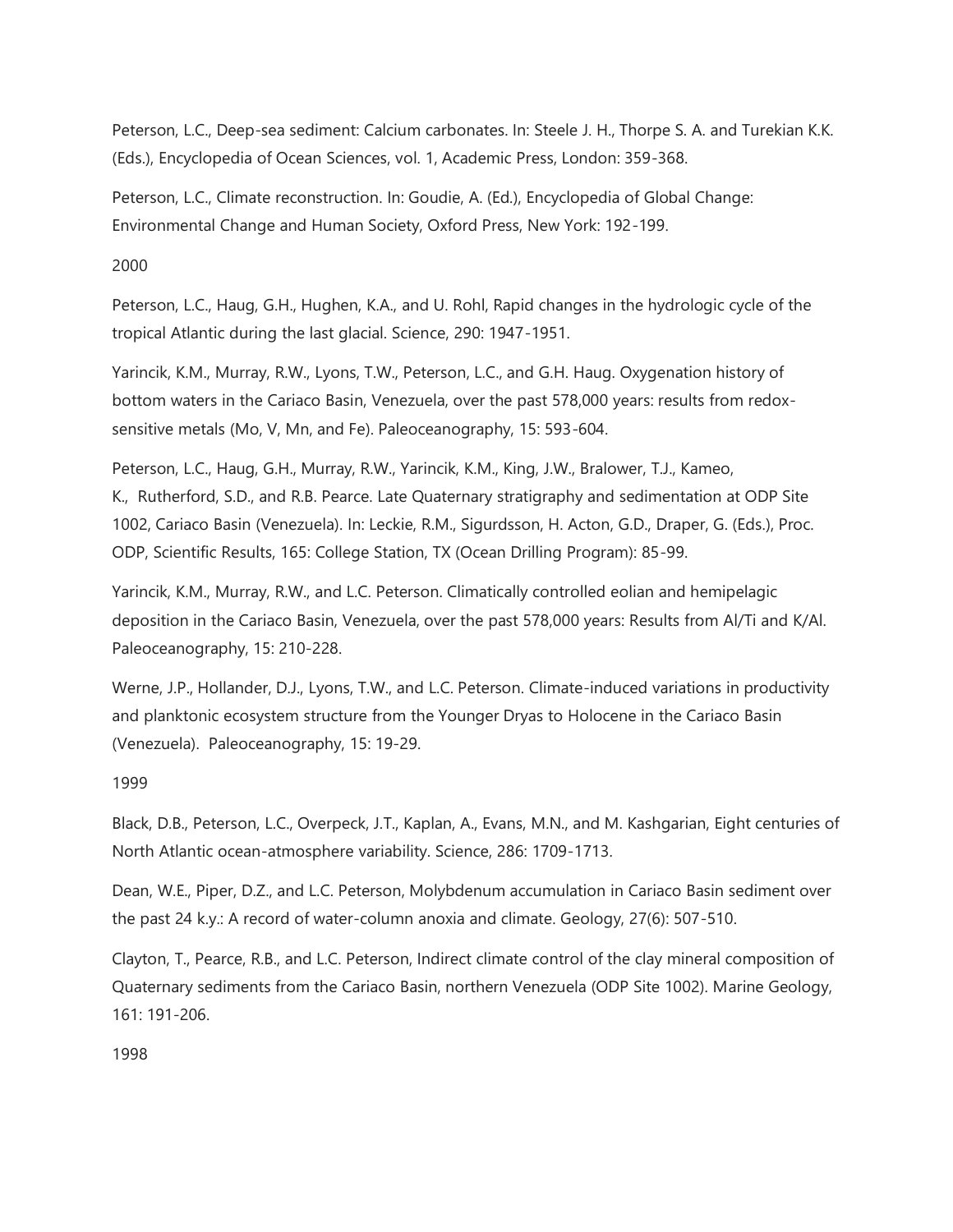Peterson, L.C., Deep-sea sediment: Calcium carbonates. In: Steele J. H., Thorpe S. A. and Turekian K.K. (Eds.), Encyclopedia of Ocean Sciences, vol. 1, Academic Press, London: 359-368.

Peterson, L.C., Climate reconstruction. In: Goudie, A. (Ed.), Encyclopedia of Global Change: Environmental Change and Human Society, Oxford Press, New York: 192-199.

2000

Peterson, L.C., Haug, G.H., Hughen, K.A., and U. Rohl, Rapid changes in the hydrologic cycle of the tropical Atlantic during the last glacial. Science, 290: 1947-1951.

Yarincik, K.M., Murray, R.W., Lyons, T.W., Peterson, L.C., and G.H. Haug. Oxygenation history of bottom waters in the Cariaco Basin, Venezuela, over the past 578,000 years: results from redox-sensitive metals (Mo, V, Mn, and Fe). Paleoceanography, 15: 593-604.

Peterson, L.C., Haug, G.H., Murray, R.W., Yarincik, K.M., King, J.W., Bralower, T.J., Kameo, K., Rutherford, S.D., and R.B. Pearce. Late Quaternary stratigraphy and sedimentation at ODP Site 1002, Cariaco Basin (Venezuela). In: Leckie, R.M., Sigurdsson, H. Acton, G.D., Draper, G. (Eds.), Proc. ODP, Scientific Results, 165: College Station, TX (Ocean Drilling Program): 85-99.

Yarincik, K.M., Murray, R.W., and L.C. Peterson. Climatically controlled eolian and hemipelagic deposition in the Cariaco Basin, Venezuela, over the past 578,000 years: Results from Al/Ti and K/Al. Paleoceanography, 15: 210-228.

Werne, J.P., Hollander, D.J., Lyons, T.W., and L.C. Peterson. Climate-induced variations in productivity and planktonic ecosystem structure from the Younger Dryas to Holocene in the Cariaco Basin (Venezuela). Paleoceanography, 15: 19-29.

1999

Black, D.B., Peterson, L.C., Overpeck, J.T., Kaplan, A., Evans, M.N., and M. Kashgarian, Eight centuries of North Atlantic ocean-atmosphere variability. Science, 286: 1709-1713.

Dean, W.E., Piper, D.Z., and L.C. Peterson, Molybdenum accumulation in Cariaco Basin sediment over the past 24 k.y.: A record of water-column anoxia and climate. Geology, 27(6): 507-510.

Clayton, T., Pearce, R.B., and L.C. Peterson, Indirect climate control of the clay mineral composition of Quaternary sediments from the Cariaco Basin, northern Venezuela (ODP Site 1002). Marine Geology, 161: 191-206.

1998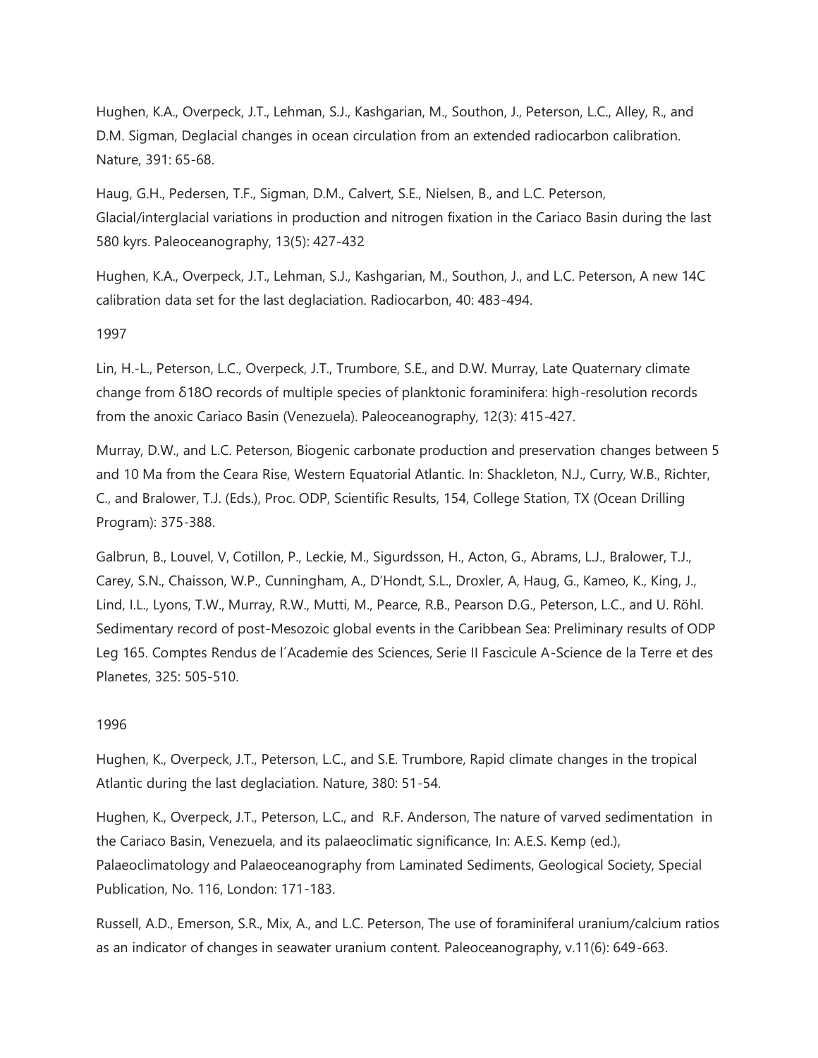Hughen, K.A., Overpeck, J.T., Lehman, S.J., Kashgarian, M., Southon, J., Peterson, L.C., Alley, R., and D.M. Sigman, Deglacial changes in ocean circulation from an extended radiocarbon calibration. Nature, 391: 65-68.

Haug, G.H., Pedersen, T.F., Sigman, D.M., Calvert, S.E., Nielsen, B., and L.C. Peterson, Glacial/interglacial variations in production and nitrogen fixation in the Cariaco Basin during the last 580 kyrs. Paleoceanography, 13(5): 427-432

Hughen, K.A., Overpeck, J.T., Lehman, S.J., Kashgarian, M., Southon, J., and L.C. Peterson, A new 14C calibration data set for the last deglaciation. Radiocarbon, 40: 483-494.

1997

Lin, H.-L., Peterson, L.C., Overpeck, J.T., Trumbore, S.E., and D.W. Murray, Late Quaternary climate change from δ18O records of multiple species of planktonic foraminifera: high-resolution records from the anoxic Cariaco Basin (Venezuela). Paleoceanography, 12(3): 415-427.

Murray, D.W., and L.C. Peterson, Biogenic carbonate production and preservation changes between 5 and 10 Ma from the Ceara Rise, Western Equatorial Atlantic. In: Shackleton, N.J., Curry, W.B., Richter, C., and Bralower, T.J. (Eds.), Proc. ODP, Scientific Results, 154, College Station, TX (Ocean Drilling Program): 375-388.

Galbrun, B., Louvel, V, Cotillon, P., Leckie, M., Sigurdsson, H., Acton, G., Abrams, L.J., Bralower, T.J., Carey, S.N., Chaisson, W.P., Cunningham, A., D'Hondt, S.L., Droxler, A, Haug, G., Kameo, K., King, J., Lind, I.L., Lyons, T.W., Murray, R.W., Mutti, M., Pearce, R.B., Pearson D.G., Peterson, L.C., and U. Röhl. Sedimentary record of post-Mesozoic global events in the Caribbean Sea: Preliminary results of ODP Leg 165. Comptes Rendus de l´Academie des Sciences, Serie II Fascicule A-Science de la Terre et des Planetes, 325: 505-510.

1996

Hughen, K., Overpeck, J.T., Peterson, L.C., and S.E. Trumbore, Rapid climate changes in the tropical Atlantic during the last deglaciation. Nature, 380: 51-54.

Hughen, K., Overpeck, J.T., Peterson, L.C., and R.F. Anderson, The nature of varved sedimentation in the Cariaco Basin, Venezuela, and its palaeoclimatic significance, In: A.E.S. Kemp (ed.), Palaeoclimatology and Palaeoceanography from Laminated Sediments, Geological Society, Special Publication, No. 116, London: 171-183.

Russell, A.D., Emerson, S.R., Mix, A., and L.C. Peterson, The use of foraminiferal uranium/calcium ratios as an indicator of changes in seawater uranium content. Paleoceanography, v.11(6): 649-663.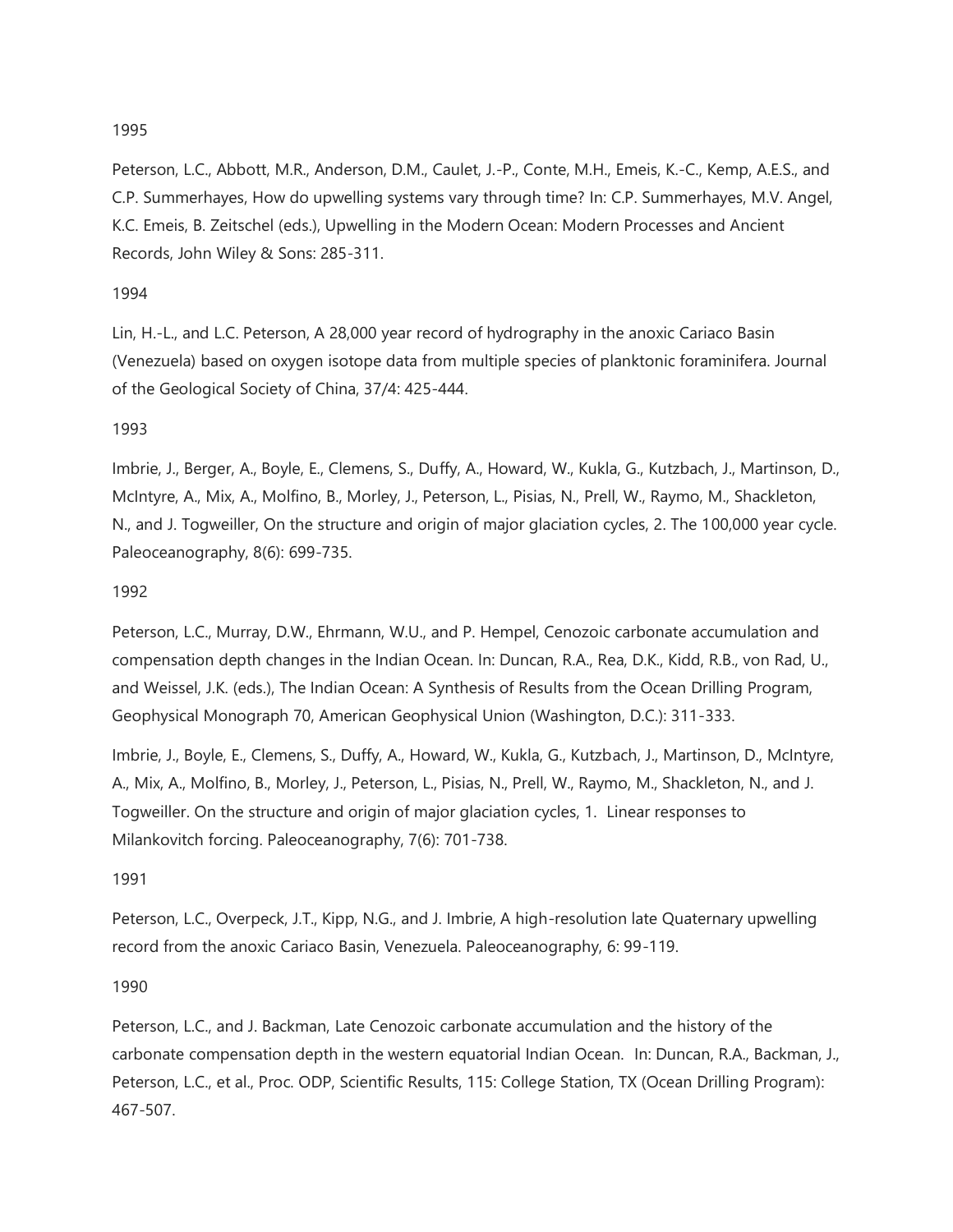1995

Peterson, L.C., Abbott, M.R., Anderson, D.M., Caulet, J.-P., Conte, M.H., Emeis, K.-C., Kemp, A.E.S., and C.P. Summerhayes, How do upwelling systems vary through time? In: C.P. Summerhayes, M.V. Angel, K.C. Emeis, B. Zeitschel (eds.), Upwelling in the Modern Ocean: Modern Processes and Ancient Records, John Wiley & Sons: 285-311.

1994

Lin, H.-L., and L.C. Peterson, A 28,000 year record of hydrography in the anoxic Cariaco Basin (Venezuela) based on oxygen isotope data from multiple species of planktonic foraminifera. Journal of the Geological Society of China, 37/4: 425-444.

1993

Imbrie, J., Berger, A., Boyle, E., Clemens, S., Duffy, A., Howard, W., Kukla, G., Kutzbach, J., Martinson, D., McIntyre, A., Mix, A., Molfino, B., Morley, J., Peterson, L., Pisias, N., Prell, W., Raymo, M., Shackleton, N., and J. Togweiller, On the structure and origin of major glaciation cycles, 2. The 100,000 year cycle. Paleoceanography, 8(6): 699-735.

1992

Peterson, L.C., Murray, D.W., Ehrmann, W.U., and P. Hempel, Cenozoic carbonate accumulation and compensation depth changes in the Indian Ocean. In: Duncan, R.A., Rea, D.K., Kidd, R.B., von Rad, U., and Weissel, J.K. (eds.), The Indian Ocean: A Synthesis of Results from the Ocean Drilling Program, Geophysical Monograph 70, American Geophysical Union (Washington, D.C.): 311-333.

Imbrie, J., Boyle, E., Clemens, S., Duffy, A., Howard, W., Kukla, G., Kutzbach, J., Martinson, D., McIntyre, A., Mix, A., Molfino, B., Morley, J., Peterson, L., Pisias, N., Prell, W., Raymo, M., Shackleton, N., and J. Togweiller. On the structure and origin of major glaciation cycles, 1. Linear responses to Milankovitch forcing. Paleoceanography, 7(6): 701-738.

1991

Peterson, L.C., Overpeck, J.T., Kipp, N.G., and J. Imbrie, A high-resolution late Quaternary upwelling record from the anoxic Cariaco Basin, Venezuela. Paleoceanography, 6: 99-119.

1990

Peterson, L.C., and J. Backman, Late Cenozoic carbonate accumulation and the history of the carbonate compensation depth in the western equatorial Indian Ocean. In: Duncan, R.A., Backman, J., Peterson, L.C., et al., Proc. ODP, Scientific Results, 115: College Station, TX (Ocean Drilling Program): 467-507.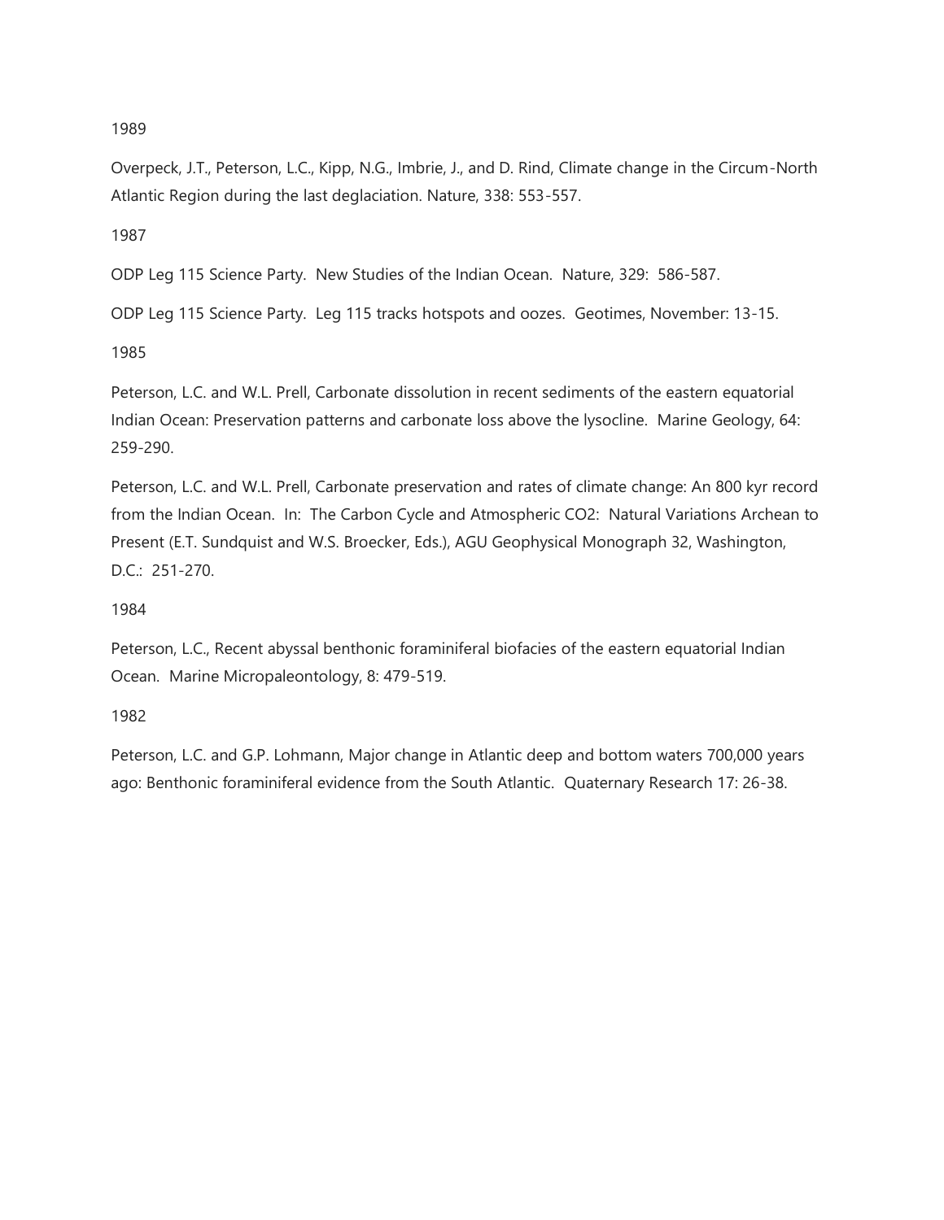1989

Overpeck, J.T., Peterson, L.C., Kipp, N.G., Imbrie, J., and D. Rind, Climate change in the Circum-North Atlantic Region during the last deglaciation. Nature, 338: 553-557.

1987

ODP Leg 115 Science Party. New Studies of the Indian Ocean. Nature, 329: 586-587.

ODP Leg 115 Science Party. Leg 115 tracks hotspots and oozes. Geotimes, November: 13-15.

1985

Peterson, L.C. and W.L. Prell, Carbonate dissolution in recent sediments of the eastern equatorial Indian Ocean: Preservation patterns and carbonate loss above the lysocline. Marine Geology, 64: 259-290.

Peterson, L.C. and W.L. Prell, Carbonate preservation and rates of climate change: An 800 kyr record from the Indian Ocean. In: The Carbon Cycle and Atmospheric CO2: Natural Variations Archean to Present (E.T. Sundquist and W.S. Broecker, Eds.), AGU Geophysical Monograph 32, Washington, D.C.: 251-270.

1984

Peterson, L.C., Recent abyssal benthonic foraminiferal biofacies of the eastern equatorial Indian Ocean. Marine Micropaleontology, 8: 479-519.

1982

Peterson, L.C. and G.P. Lohmann, Major change in Atlantic deep and bottom waters 700,000 years ago: Benthonic foraminiferal evidence from the South Atlantic. Quaternary Research 17: 26-38.